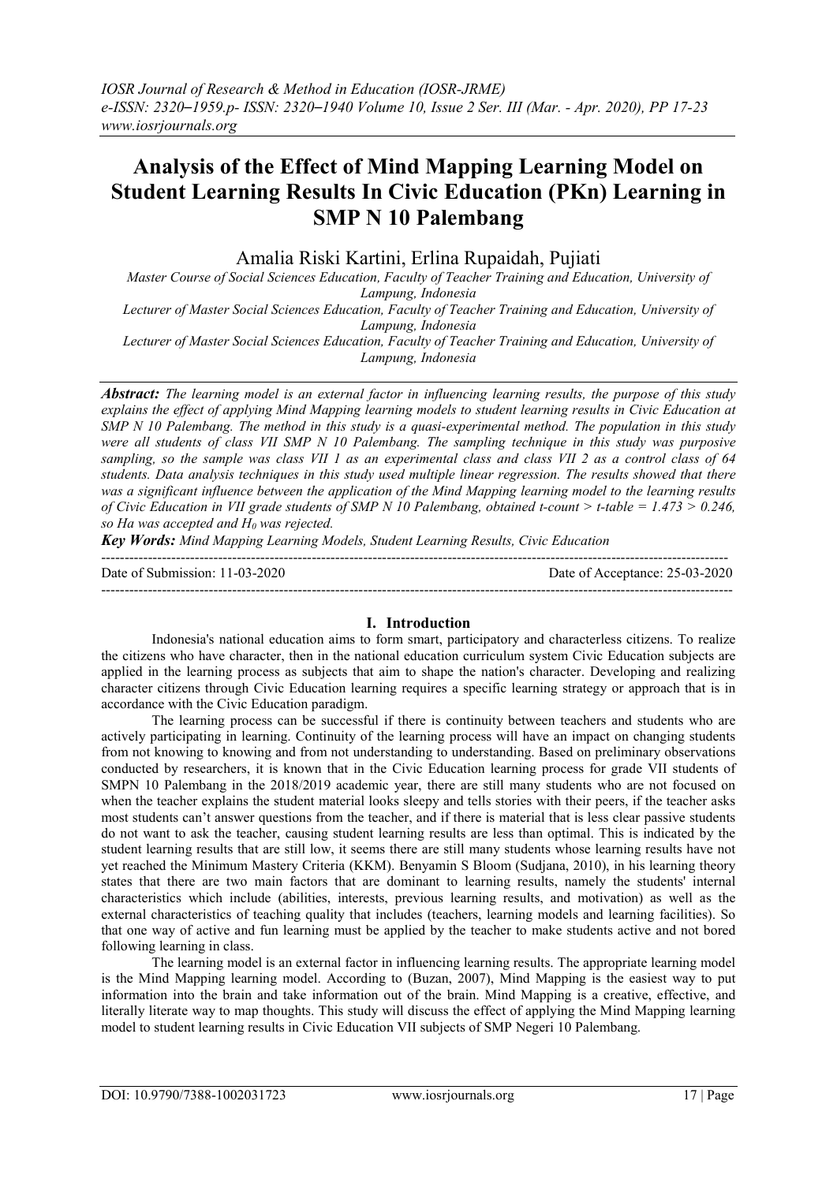# Analysis of the Effect of Mind Mapping Learning Model on Student Learning Results In Civic Education (PKn) Learning in SMP N 10 Palembang

Amalia Riski Kartini, Erlina Rupaidah, Pujiati

*Master Course of Social Sciences Education, Faculty of Teacher Training and Education, University of Lampung, Indonesia*

*Lecturer of Master Social Sciences Education, Faculty of Teacher Training and Education, University of Lampung, Indonesia*

*Lecturer of Master Social Sciences Education, Faculty of Teacher Training and Education, University of Lampung, Indonesia*

***Abstract:*** *The learning model is an external factor in influencing learning results, the purpose of this study explains the effect of applying Mind Mapping learning models to student learning results in Civic Education at SMP N 10 Palembang. The method in this study is a quasi-experimental method. The population in this study were all students of class VII SMP N 10 Palembang. The sampling technique in this study was purposive sampling, so the sample was class VII 1 as an experimental class and class VII 2 as a control class of 64 students. Data analysis techniques in this study used multiple linear regression. The results showed that there was a significant influence between the application of the Mind Mapping learning model to the learning results of Civic Education in VII grade students of SMP N 10 Palembang, obtained t-count > t-table = 1.473 > 0.246, so Ha was accepted and $H_0$ was rejected.*

***Key Words:*** *Mind Mapping Learning Models, Student Learning Results, Civic Education*

Date of Submission: 11-03-2020 Date of Acceptance: 25-03-2020

## I. Introduction

Indonesia's national education aims to form smart, participatory and characterless citizens. To realize the citizens who have character, then in the national education curriculum system Civic Education subjects are applied in the learning process as subjects that aim to shape the nation's character. Developing and realizing character citizens through Civic Education learning requires a specific learning strategy or approach that is in accordance with the Civic Education paradigm.

The learning process can be successful if there is continuity between teachers and students who are actively participating in learning. Continuity of the learning process will have an impact on changing students from not knowing to knowing and from not understanding to understanding. Based on preliminary observations conducted by researchers, it is known that in the Civic Education learning process for grade VII students of SMPN 10 Palembang in the 2018/2019 academic year, there are still many students who are not focused on when the teacher explains the student material looks sleepy and tells stories with their peers, if the teacher asks most students can't answer questions from the teacher, and if there is material that is less clear passive students do not want to ask the teacher, causing student learning results are less than optimal. This is indicated by the student learning results that are still low, it seems there are still many students whose learning results have not yet reached the Minimum Mastery Criteria (KKM). Benyamin S Bloom (Sudjana, 2010), in his learning theory states that there are two main factors that are dominant to learning results, namely the students' internal characteristics which include (abilities, interests, previous learning results, and motivation) as well as the external characteristics of teaching quality that includes (teachers, learning models and learning facilities). So that one way of active and fun learning must be applied by the teacher to make students active and not bored following learning in class.

The learning model is an external factor in influencing learning results. The appropriate learning model is the Mind Mapping learning model. According to (Buzan, 2007), Mind Mapping is the easiest way to put information into the brain and take information out of the brain. Mind Mapping is a creative, effective, and literally literate way to map thoughts. This study will discuss the effect of applying the Mind Mapping learning model to student learning results in Civic Education VII subjects of SMP Negeri 10 Palembang.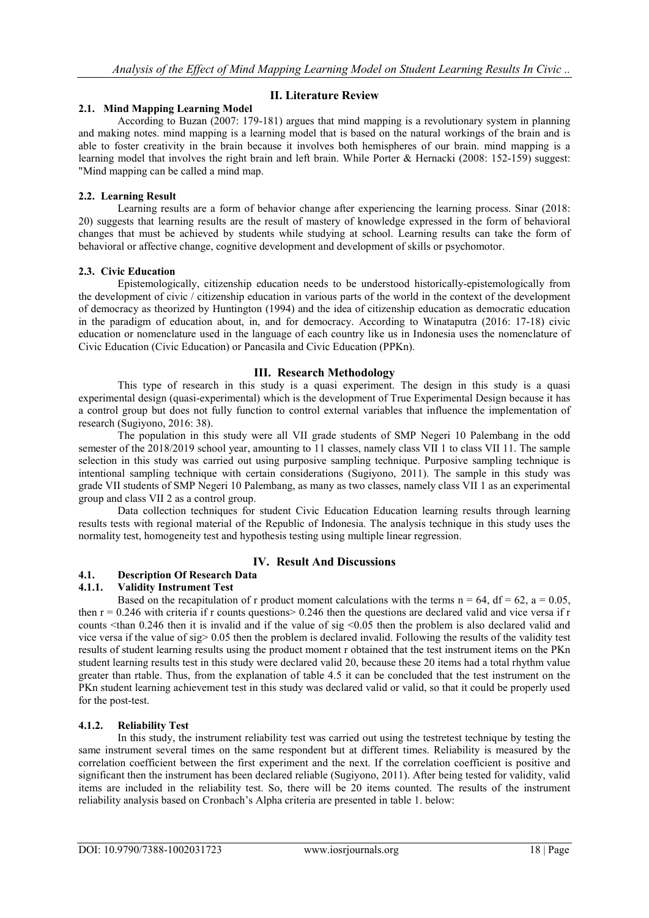## II. Literature Review

### 2.1. Mind Mapping Learning Model

According to Buzan (2007: 179-181) argues that mind mapping is a revolutionary system in planning and making notes. mind mapping is a learning model that is based on the natural workings of the brain and is able to foster creativity in the brain because it involves both hemispheres of our brain. mind mapping is a learning model that involves the right brain and left brain. While Porter & Hernacki (2008: 152-159) suggest: "Mind mapping can be called a mind map.

### 2.2. Learning Result

Learning results are a form of behavior change after experiencing the learning process. Sinar (2018: 20) suggests that learning results are the result of mastery of knowledge expressed in the form of behavioral changes that must be achieved by students while studying at school. Learning results can take the form of behavioral or affective change, cognitive development and development of skills or psychomotor.

### 2.3. Civic Education

Epistemologically, citizenship education needs to be understood historically-epistemologically from the development of civic / citizenship education in various parts of the world in the context of the development of democracy as theorized by Huntington (1994) and the idea of citizenship education as democratic education in the paradigm of education about, in, and for democracy. According to Winataputra (2016: 17-18) civic education or nomenclature used in the language of each country like us in Indonesia uses the nomenclature of Civic Education (Civic Education) or Pancasila and Civic Education (PPKn).

## III. Research Methodology

This type of research in this study is a quasi experiment. The design in this study is a quasi experimental design (quasi-experimental) which is the development of True Experimental Design because it has a control group but does not fully function to control external variables that influence the implementation of research (Sugiyono, 2016: 38).

The population in this study were all VII grade students of SMP Negeri 10 Palembang in the odd semester of the 2018/2019 school year, amounting to 11 classes, namely class VII 1 to class VII 11. The sample selection in this study was carried out using purposive sampling technique. Purposive sampling technique is intentional sampling technique with certain considerations (Sugiyono, 2011). The sample in this study was grade VII students of SMP Negeri 10 Palembang, as many as two classes, namely class VII 1 as an experimental group and class VII 2 as a control group.

Data collection techniques for student Civic Education Education learning results through learning results tests with regional material of the Republic of Indonesia. The analysis technique in this study uses the normality test, homogeneity test and hypothesis testing using multiple linear regression.

## IV. Result And Discussions

### 4.1. Description Of Research Data

#### 4.1.1. Validity Instrument Test

Based on the recapitulation of r product moment calculations with the terms $n = 64$, $df = 62$, $a = 0.05$, then $r = 0.246$ with criteria if r counts questions> 0.246 then the questions are declared valid and vice versa if r counts <than 0.246 then it is invalid and if the value of sig <0.05 then the problem is also declared valid and vice versa if the value of sig> 0.05 then the problem is declared invalid. Following the results of the validity test results of student learning results using the product moment r obtained that the test instrument items on the PKn student learning results test in this study were declared valid 20, because these 20 items had a total rhythm value greater than rtable. Thus, from the explanation of table 4.5 it can be concluded that the test instrument on the PKn student learning achievement test in this study was declared valid or valid, so that it could be properly used for the post-test.

#### 4.1.2. Reliability Test

In this study, the instrument reliability test was carried out using the testretest technique by testing the same instrument several times on the same respondent but at different times. Reliability is measured by the correlation coefficient between the first experiment and the next. If the correlation coefficient is positive and significant then the instrument has been declared reliable (Sugiyono, 2011). After being tested for validity, valid items are included in the reliability test. So, there will be 20 items counted. The results of the instrument reliability analysis based on Cronbach's Alpha criteria are presented in table 1. below: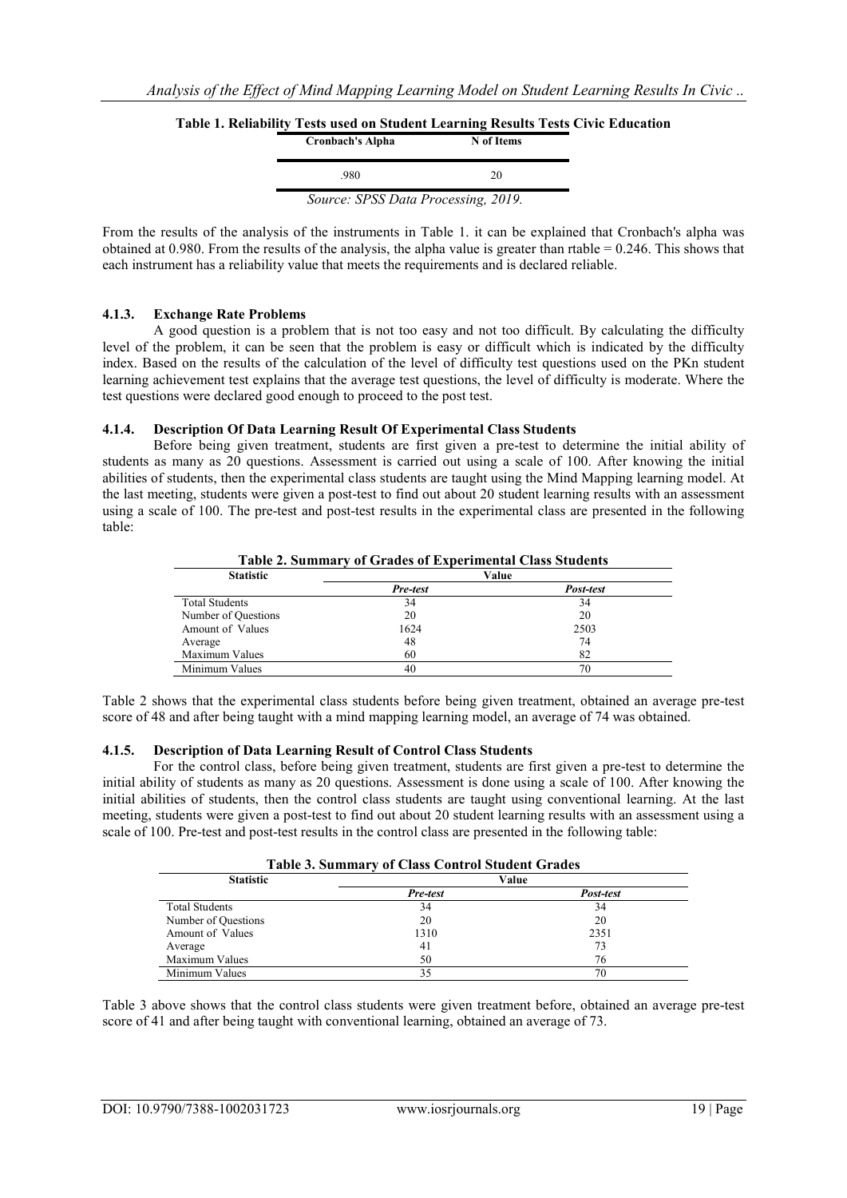**Table 1. Reliability Tests used on Student Learning Results Tests Civic Education**

| Cronbach's Alpha | N of Items |
|---|---|
| .980 | 20 |

*Source: SPSS Data Processing, 2019.*

From the results of the analysis of the instruments in Table 1. it can be explained that Cronbach's alpha was obtained at 0.980. From the results of the analysis, the alpha value is greater than rtable = 0.246. This shows that each instrument has a reliability value that meets the requirements and is declared reliable.

### 4.1.3. Exchange Rate Problems

A good question is a problem that is not too easy and not too difficult. By calculating the difficulty level of the problem, it can be seen that the problem is easy or difficult which is indicated by the difficulty index. Based on the results of the calculation of the level of difficulty test questions used on the PKn student learning achievement test explains that the average test questions, the level of difficulty is moderate. Where the test questions were declared good enough to proceed to the post test.

### 4.1.4. Description Of Data Learning Result Of Experimental Class Students

Before being given treatment, students are first given a pre-test to determine the initial ability of students as many as 20 questions. Assessment is carried out using a scale of 100. After knowing the initial abilities of students, then the experimental class students are taught using the Mind Mapping learning model. At the last meeting, students were given a post-test to find out about 20 student learning results with an assessment using a scale of 100. The pre-test and post-test results in the experimental class are presented in the following table:

**Table 2. Summary of Grades of Experimental Class Students**

| Statistic | Value | |
|---|---|---|
| | *Pre-test* | *Post-test* |
| Total Students | 34 | 34 |
| Number of Questions | 20 | 20 |
| Amount of Values | 1624 | 2503 |
| Average | 48 | 74 |
| Maximum Values | 60 | 82 |
| Minimum Values | 40 | 70 |

Table 2 shows that the experimental class students before being given treatment, obtained an average pre-test score of 48 and after being taught with a mind mapping learning model, an average of 74 was obtained.

### 4.1.5. Description of Data Learning Result of Control Class Students

For the control class, before being given treatment, students are first given a pre-test to determine the initial ability of students as many as 20 questions. Assessment is done using a scale of 100. After knowing the initial abilities of students, then the control class students are taught using conventional learning. At the last meeting, students were given a post-test to find out about 20 student learning results with an assessment using a scale of 100. Pre-test and post-test results in the control class are presented in the following table:

**Table 3. Summary of Class Control Student Grades**

| Statistic | Value | |
|---|---|---|
| | *Pre-test* | *Post-test* |
| Total Students | 34 | 34 |
| Number of Questions | 20 | 20 |
| Amount of Values | 1310 | 2351 |
| Average | 41 | 73 |
| Maximum Values | 50 | 76 |
| Minimum Values | 35 | 70 |

Table 3 above shows that the control class students were given treatment before, obtained an average pre-test score of 41 and after being taught with conventional learning, obtained an average of 73.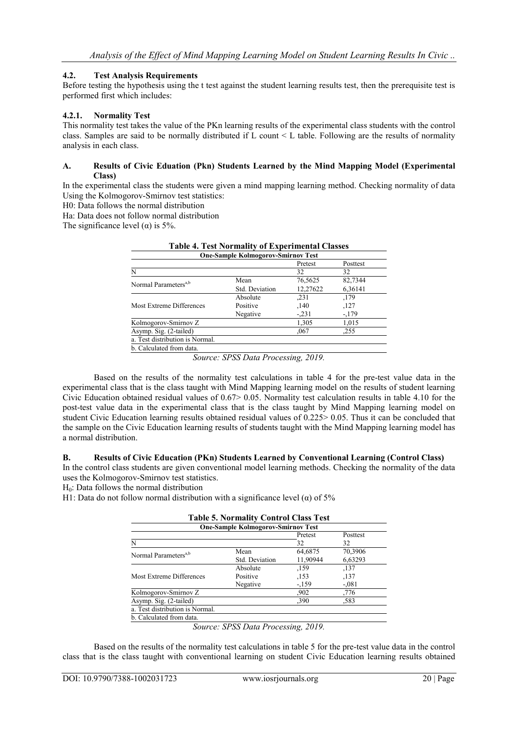### 4.2. Test Analysis Requirements

Before testing the hypothesis using the t test against the student learning results test, then the prerequisite test is performed first which includes:

#### 4.2.1. Normality Test

This normality test takes the value of the PKn learning results of the experimental class students with the control class. Samples are said to be normally distributed if L count < L table. Following are the results of normality analysis in each class.

**A. Results of Civic Eduation (Pkn) Students Learned by the Mind Mapping Model (Experimental Class)**

In the experimental class the students were given a mind mapping learning method. Checking normality of data Using the Kolmogorov-Smirnov test statistics:

H0: Data follows the normal distribution

Ha: Data does not follow normal distribution

The significance level (α) is 5%.

**Table 4. Test Normality of Experimental Classes**

| One-Sample Kolmogorov-Smirnov Test | | | |
|---|---|---|---|
| | | Pretest | Posttest |
| N | | 32 | 32 |
| Normal Parameters[a,b] | Mean | 76,5625 | 82,7344 |
| | Std. Deviation | 12,27622 | 6,36141 |
| Most Extreme Differences | Absolute | ,231 | ,179 |
| | Positive | ,140 | ,127 |
| | Negative | -,231 | -,179 |
| Kolmogorov-Smirnov Z | | 1,305 | 1,015 |
| Asymp. Sig. (2-tailed) | | ,067 | ,255 |
| a. Test distribution is Normal. | | | |
| b. Calculated from data. | | | |

*Source: SPSS Data Processing, 2019.*

Based on the results of the normality test calculations in table 4 for the pre-test value data in the experimental class that is the class taught with Mind Mapping learning model on the results of student learning Civic Education obtained residual values of 0.67> 0.05. Normality test calculation results in table 4.10 for the post-test value data in the experimental class that is the class taught by Mind Mapping learning model on student Civic Education learning results obtained residual values of 0.225> 0.05. Thus it can be concluded that the sample on the Civic Education learning results of students taught with the Mind Mapping learning model has a normal distribution.

**B. Results of Civic Education (PKn) Students Learned by Conventional Learning (Control Class)**

In the control class students are given conventional model learning methods. Checking the normality of the data uses the Kolmogorov-Smirnov test statistics.

$H_0$: Data follows the normal distribution

H1: Data do not follow normal distribution with a significance level (α) of 5%

**Table 5. Normality Control Class Test**

| One-Sample Kolmogorov-Smirnov Test | | | |
|---|---|---|---|
| | | Pretest | Posttest |
| N | | 32 | 32 |
| Normal Parameters[a,b] | Mean | 64,6875 | 70,3906 |
| | Std. Deviation | 11,90944 | 6,63293 |
| Most Extreme Differences | Absolute | ,159 | ,137 |
| | Positive | ,153 | ,137 |
| | Negative | -,159 | -,081 |
| Kolmogorov-Smirnov Z | | ,902 | ,776 |
| Asymp. Sig. (2-tailed) | | ,390 | ,583 |
| a. Test distribution is Normal. | | | |
| b. Calculated from data. | | | |

*Source: SPSS Data Processing, 2019.*

Based on the results of the normality test calculations in table 5 for the pre-test value data in the control class that is the class taught with conventional learning on student Civic Education learning results obtained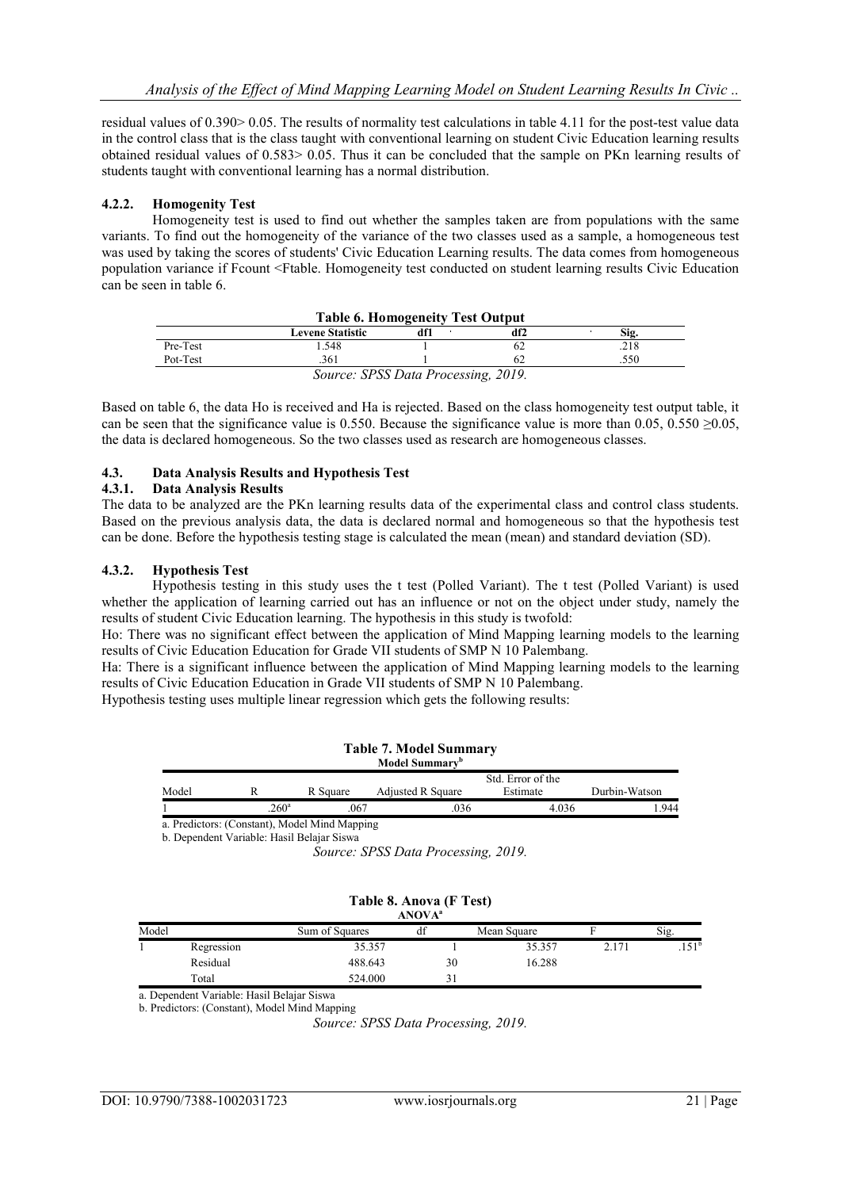residual values of 0.390> 0.05. The results of normality test calculations in table 4.11 for the post-test value data in the control class that is the class taught with conventional learning on student Civic Education learning results obtained residual values of 0.583> 0.05. Thus it can be concluded that the sample on PKn learning results of students taught with conventional learning has a normal distribution.

### 4.2.2. Homogenity Test

Homogeneity test is used to find out whether the samples taken are from populations with the same variants. To find out the homogeneity of the variance of the two classes used as a sample, a homogeneous test was used by taking the scores of students' Civic Education Learning results. The data comes from homogeneous population variance if Fcount <Ftable. Homogeneity test conducted on student learning results Civic Education can be seen in table 6.

**Table 6. Homogeneity Test Output**

| | Levene Statistic | df1 | df2 | Sig. |
|---|---|---|---|---|
| Pre-Test | 1.548 | 1 | 62 | .218 |
| Pot-Test | .361 | 1 | 62 | .550 |

*Source: SPSS Data Processing, 2019.*

Based on table 6, the data Ho is received and Ha is rejected. Based on the class homogeneity test output table, it can be seen that the significance value is 0.550. Because the significance value is more than 0.05, 0.550 ≥0.05, the data is declared homogeneous. So the two classes used as research are homogeneous classes.

## 4.3. Data Analysis Results and Hypothesis Test

### 4.3.1. Data Analysis Results

The data to be analyzed are the PKn learning results data of the experimental class and control class students. Based on the previous analysis data, the data is declared normal and homogeneous so that the hypothesis test can be done. Before the hypothesis testing stage is calculated the mean (mean) and standard deviation (SD).

### 4.3.2. Hypothesis Test

Hypothesis testing in this study uses the t test (Polled Variant). The t test (Polled Variant) is used whether the application of learning carried out has an influence or not on the object under study, namely the results of student Civic Education learning. The hypothesis in this study is twofold:

Ho: There was no significant effect between the application of Mind Mapping learning models to the learning results of Civic Education Education for Grade VII students of SMP N 10 Palembang.

Ha: There is a significant influence between the application of Mind Mapping learning models to the learning results of Civic Education Education in Grade VII students of SMP N 10 Palembang.

Hypothesis testing uses multiple linear regression which gets the following results:

**Table 7. Model Summary**

Model Summary[b]

| Model | R | R Square | Adjusted R Square | Std. Error of the Estimate | Durbin-Watson |
|---|---|---|---|---|---|
| 1 | .260[a] | .067 | .036 | 4.036 | 1.944 |

a. Predictors: (Constant), Model Mind Mapping

b. Dependent Variable: Hasil Belajar Siswa

*Source: SPSS Data Processing, 2019.*

**Table 8. Anova (F Test)**

ANOVA[a]

| Model | | Sum of Squares | df | Mean Square | F | Sig. |
|---|---|---|---|---|---|---|
| 1 | Regression | 35.357 | 1 | 35.357 | 2.171 | .151[b] |
| | Residual | 488.643 | 30 | 16.288 | | |
| | Total | 524.000 | 31 | | | |

a. Dependent Variable: Hasil Belajar Siswa

b. Predictors: (Constant), Model Mind Mapping

*Source: SPSS Data Processing, 2019.*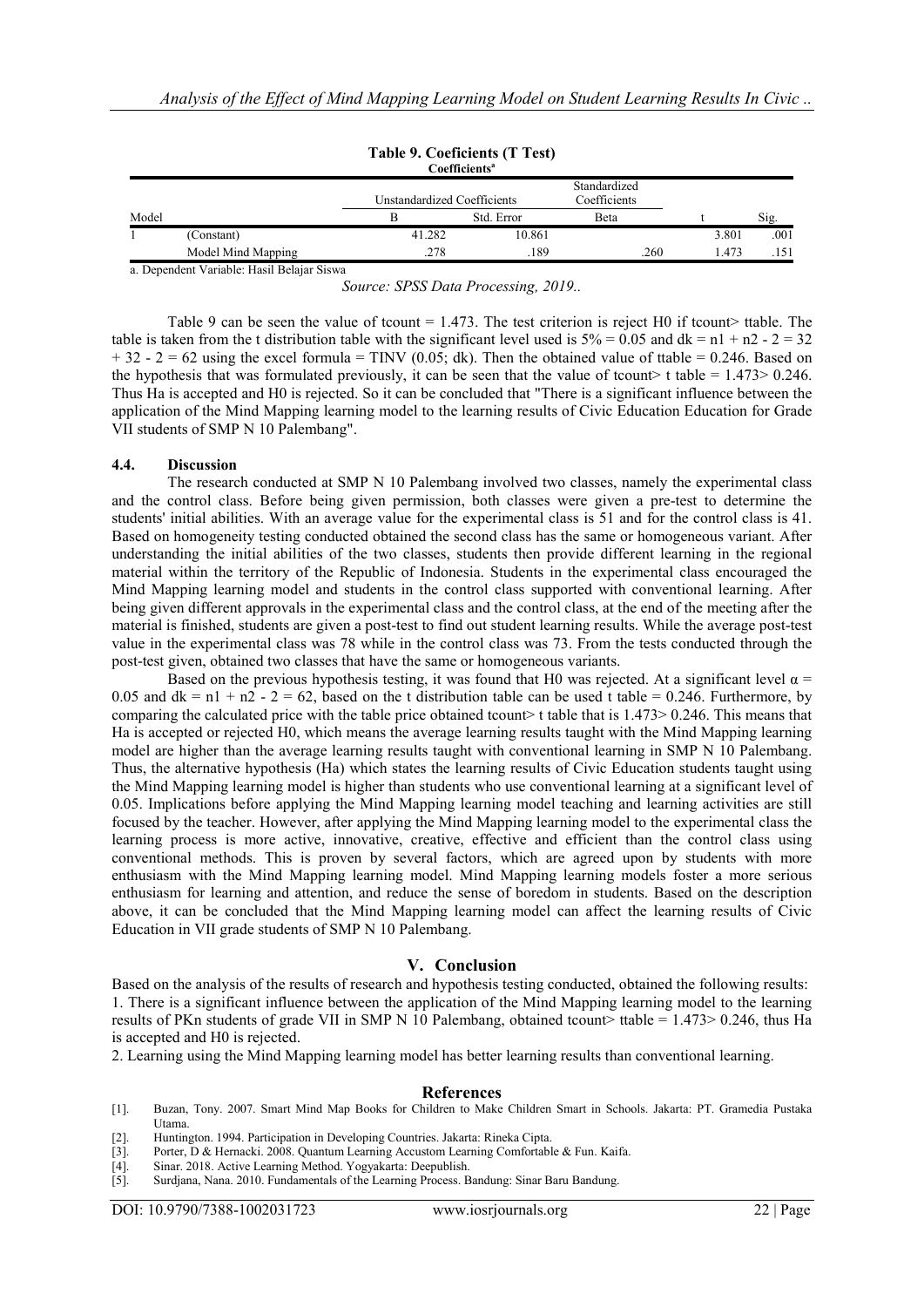**Table 9. Coeficients (T Test)**

Coefficients[a]

| Model | | Unstandardized Coefficients | | Standardized Coefficients | t | Sig. |
|---|---|---|---|---|---|---|
| | | B | Std. Error | Beta | | |
| 1 | (Constant) | 41.282 | 10.861 | | 3.801 | .001 |
| | Model Mind Mapping | .278 | .189 | .260 | 1.473 | .151 |

a. Dependent Variable: Hasil Belajar Siswa

*Source: SPSS Data Processing, 2019..*

Table 9 can be seen the value of tcount = 1.473. The test criterion is reject H0 if tcount> ttable. The table is taken from the t distribution table with the significant level used is 5% = 0.05 and dk = n1 + n2 - 2 = 32 + 32 - 2 = 62 using the excel formula = TINV (0.05; dk). Then the obtained value of ttable = 0.246. Based on the hypothesis that was formulated previously, it can be seen that the value of tcount> t table = 1.473> 0.246. Thus Ha is accepted and H0 is rejected. So it can be concluded that "There is a significant influence between the application of the Mind Mapping learning model to the learning results of Civic Education Education for Grade VII students of SMP N 10 Palembang".

### 4.4. Discussion

The research conducted at SMP N 10 Palembang involved two classes, namely the experimental class and the control class. Before being given permission, both classes were given a pre-test to determine the students' initial abilities. With an average value for the experimental class is 51 and for the control class is 41. Based on homogeneity testing conducted obtained the second class has the same or homogeneous variant. After understanding the initial abilities of the two classes, students then provide different learning in the regional material within the territory of the Republic of Indonesia. Students in the experimental class encouraged the Mind Mapping learning model and students in the control class supported with conventional learning. After being given different approvals in the experimental class and the control class, at the end of the meeting after the material is finished, students are given a post-test to find out student learning results. While the average post-test value in the experimental class was 78 while in the control class was 73. From the tests conducted through the post-test given, obtained two classes that have the same or homogeneous variants.

Based on the previous hypothesis testing, it was found that H0 was rejected. At a significant level $\alpha$ = 0.05 and dk = n1 + n2 - 2 = 62, based on the t distribution table can be used t table = 0.246. Furthermore, by comparing the calculated price with the table price obtained tcount> t table that is 1.473> 0.246. This means that Ha is accepted or rejected H0, which means the average learning results taught with the Mind Mapping learning model are higher than the average learning results taught with conventional learning in SMP N 10 Palembang. Thus, the alternative hypothesis (Ha) which states the learning results of Civic Education students taught using the Mind Mapping learning model is higher than students who use conventional learning at a significant level of 0.05. Implications before applying the Mind Mapping learning model teaching and learning activities are still focused by the teacher. However, after applying the Mind Mapping learning model to the experimental class the learning process is more active, innovative, creative, effective and efficient than the control class using conventional methods. This is proven by several factors, which are agreed upon by students with more enthusiasm with the Mind Mapping learning model. Mind Mapping learning models foster a more serious enthusiasm for learning and attention, and reduce the sense of boredom in students. Based on the description above, it can be concluded that the Mind Mapping learning model can affect the learning results of Civic Education in VII grade students of SMP N 10 Palembang.

## V. Conclusion

Based on the analysis of the results of research and hypothesis testing conducted, obtained the following results:

1. There is a significant influence between the application of the Mind Mapping learning model to the learning results of PKn students of grade VII in SMP N 10 Palembang, obtained tcount> ttable = 1.473> 0.246, thus Ha is accepted and H0 is rejected.
2. Learning using the Mind Mapping learning model has better learning results than conventional learning.

## References

[1]. Buzan, Tony. 2007. Smart Mind Map Books for Children to Make Children Smart in Schools. Jakarta: PT. Gramedia Pustaka Utama.

[2]. Huntington. 1994. Participation in Developing Countries. Jakarta: Rineka Cipta.

[3]. Porter, D & Hernacki. 2008. Quantum Learning Accustom Learning Comfortable & Fun. Kaifa.

[4]. Sinar. 2018. Active Learning Method. Yogyakarta: Deepublish.

[5]. Surdjana, Nana. 2010. Fundamentals of the Learning Process. Bandung: Sinar Baru Bandung.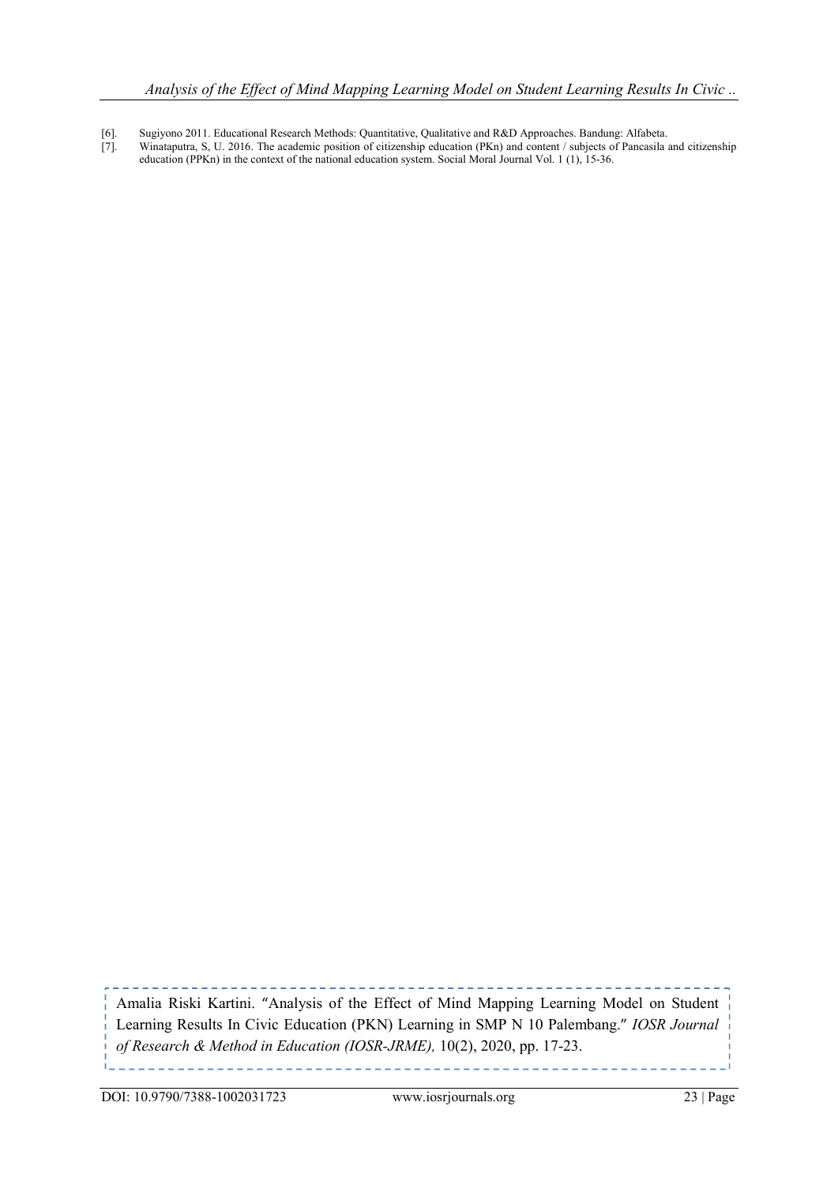[6]. Sugiyono 2011. Educational Research Methods: Quantitative, Qualitative and R&D Approaches. Bandung: Alfabeta.

[7]. Winataputra, S, U. 2016. The academic position of citizenship education (PKn) and content / subjects of Pancasila and citizenship education (PPKn) in the context of the national education system. Social Moral Journal Vol. 1 (1), 15-36.

Amalia Riski Kartini. "Analysis of the Effect of Mind Mapping Learning Model on Student Learning Results In Civic Education (PKN) Learning in SMP N 10 Palembang." *IOSR Journal of Research & Method in Education (IOSR-JRME),* 10(2), 2020, pp. 17-23.